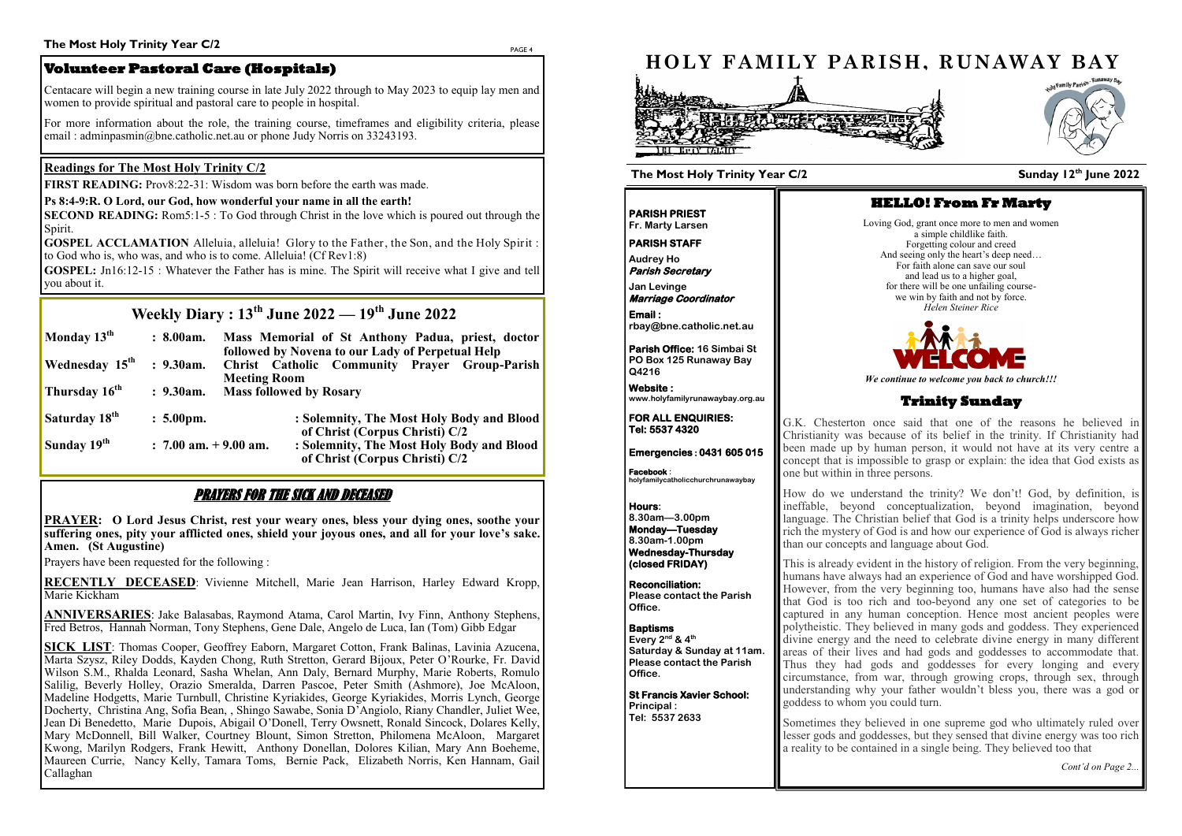## Volunteer Pastoral Care (Hospitals)

Centacare will begin a new training course in late July 2022 through to May 2023 to equip lay men and women to provide spiritual and pastoral care to people in hospital.

For more information about the role, the training course, timeframes and eligibility criteria, please email : adminpasmin@bne.catholic.net.au or phone Judy Norris on 33243193.

### Readings for The Most Holy Trinity C/2

**FIRST READING:** Prov8:22-31: Wisdom was born before the earth was made.

**Ps 8:4-9:R. O Lord, our God, how wonderful your name in all the earth!**

**SECOND READING:** Rom5:1-5 : To God through Christ in the love which is poured out through the Spirit.

**GOSPEL ACCLAMATION** Alleluia, alleluia! Glory to the Father, the Son, and the Holy Spirit : to God who is, who was, and who is to come. Alleluia! (Cf Rev1:8)

**GOSPEL:** Jn16:12-15 : Whatever the Father has is mine. The Spirit will receive what I give and tell you about it.

## Weekly Diary : 13th June 2022 — 19th June 2022

| Day | Time | Event |
|---|---|---|
| **Monday 13th** | **: 8.00am.** | **Mass Memorial of St Anthony Padua, priest, doctor followed by Novena to our Lady of Perpetual Help** |
| **Wednesday 15th** | **: 9.30am.** | **Christ Catholic Community Prayer Group-Parish Meeting Room** |
| **Thursday 16th** | **: 9.30am.** | **Mass followed by Rosary** |
| **Saturday 18th** | **: 5.00pm.** | **: Solemnity, The Most Holy Body and Blood of Christ (Corpus Christi) C/2** |
| **Sunday 19th** | **: 7.00 am. + 9.00 am.** | **: Solemnity, The Most Holy Body and Blood of Christ (Corpus Christi) C/2** |

## PRAYERS FOR THE SICK AND DECEASED

**PRAYER: O Lord Jesus Christ, rest your weary ones, bless your dying ones, soothe your suffering ones, pity your afflicted ones, shield your joyous ones, and all for your love's sake. Amen. (St Augustine)**

Prayers have been requested for the following :

**RECENTLY DECEASED**: Vivienne Mitchell, Marie Jean Harrison, Harley Edward Kropp, Marie Kickham

**ANNIVERSARIES**: Jake Balasabas, Raymond Atama, Carol Martin, Ivy Finn, Anthony Stephens, Fred Betros, Hannah Norman, Tony Stephens, Gene Dale, Angelo de Luca, Ian (Tom) Gibb Edgar

**SICK LIST**: Thomas Cooper, Geoffrey Eaborn, Margaret Cotton, Frank Balinas, Lavinia Azucena, Marta Szysz, Riley Dodds, Kayden Chong, Ruth Stretton, Gerard Bijoux, Peter O'Rourke, Fr. David Wilson S.M., Rhalda Leonard, Sasha Whelan, Ann Daly, Bernard Murphy, Marie Roberts, Romulo Salilig, Beverly Holley, Orazio Smeralda, Darren Pascoe, Peter Smith (Ashmore), Joe McAloon, Madeline Hodgetts, Marie Turnbull, Christine Kyriakides, George Kyriakides, Morris Lynch, George Docherty, Christina Ang, Sofia Bean, , Shingo Sawabe, Sonia D'Angiolo, Riany Chandler, Juliet Wee, Jean Di Benedetto, Marie Dupois, Abigail O'Donell, Terry Owsnett, Ronald Sincock, Dolares Kelly, Mary McDonnell, Bill Walker, Courtney Blount, Simon Stretton, Philomena McAloon, Margaret Kwong, Marilyn Rodgers, Frank Hewitt, Anthony Donellan, Dolores Kilian, Mary Ann Boeheme, Maureen Currie, Nancy Kelly, Tamara Toms, Bernie Pack, Elizabeth Norris, Ken Hannam, Gail Callaghan

# HOLY FAMILY PARISH, RUNAWAY BAY

**The Most Holy Trinity Year C/2** — **Sunday 12th June 2022**

**PARISH PRIEST**
**Fr. Marty Larsen**

**PARISH STAFF**

**Audrey Ho**
***Parish Secretary***

**Jan Levinge**
***Marriage Coordinator***

**Email :**
**rbay@bne.catholic.net.au**

**Parish Office: 16 Simbai St PO Box 125 Runaway Bay Q4216**

**Website :**
**www.holyfamilyrunawaybay.org.au**

**FOR ALL ENQUIRIES:**
**Tel: 5537 4320**

**Emergencies : 0431 605 015**

**Facebook :**
**holyfamilycatholicchurchrunawaybay**

**Hours:**
**8.30am—3.00pm**
**Monday—Tuesday**
**8.30am-1.00pm**
**Wednesday-Thursday**
**(closed FRIDAY)**

**Reconciliation:**
**Please contact the Parish Office.**

**Baptisms**
**Every 2nd & 4th Saturday & Sunday at 11am. Please contact the Parish Office.**

**St Francis Xavier School:**
**Principal :**
**Tel: 5537 2633**

## HELLO! From Fr Marty

Loving God, grant once more to men and women
a simple childlike faith.
Forgetting colour and creed
And seeing only the heart's deep need…
For faith alone can save our soul
and lead us to a higher goal,
for there will be one unfailing course-
we win by faith and not by force.
*Helen Steiner Rice*

WELCOME

*We continue to welcome you back to church!!!*

## Trinity Sunday

G.K. Chesterton once said that one of the reasons he believed in Christianity was because of its belief in the trinity. If Christianity had been made up by human person, it would not have at its very centre a concept that is impossible to grasp or explain: the idea that God exists as one but within in three persons.

How do we understand the trinity? We don't! God, by definition, is ineffable, beyond conceptualization, beyond imagination, beyond language. The Christian belief that God is a trinity helps underscore how rich the mystery of God is and how our experience of God is always richer than our concepts and language about God.

This is already evident in the history of religion. From the very beginning, humans have always had an experience of God and have worshipped God. However, from the very beginning too, humans have also had the sense that God is too rich and too-beyond any one set of categories to be captured in any human conception. Hence most ancient peoples were polytheistic. They believed in many gods and goddess. They experienced divine energy and the need to celebrate divine energy in many different areas of their lives and had gods and goddesses to accommodate that. Thus they had gods and goddesses for every longing and every circumstance, from war, through growing crops, through sex, through understanding why your father wouldn't bless you, there was a god or goddess to whom you could turn.

Sometimes they believed in one supreme god who ultimately ruled over lesser gods and goddesses, but they sensed that divine energy was too rich a reality to be contained in a single being. They believed too that

*Cont'd on Page 2...*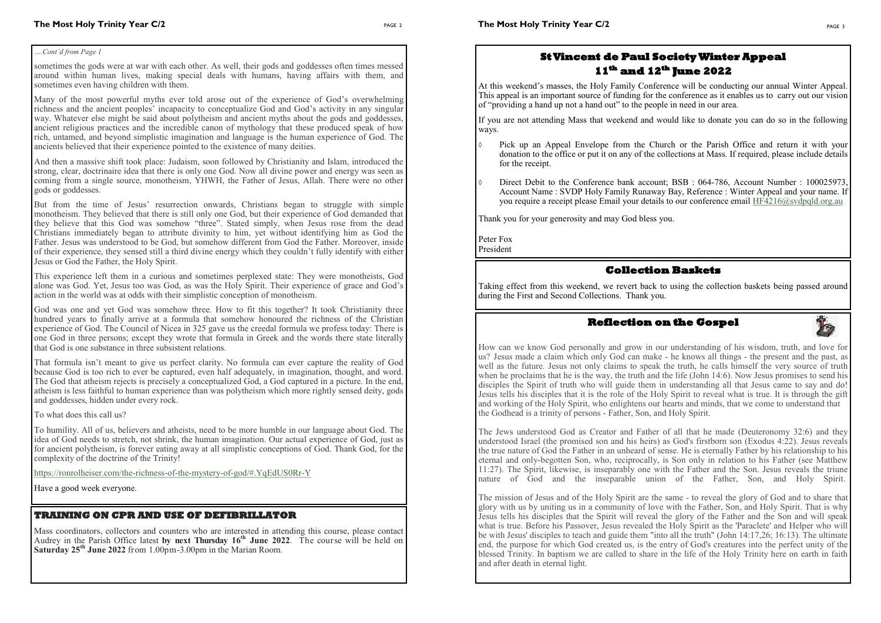*....Cont'd from Page 1*

sometimes the gods were at war with each other. As well, their gods and goddesses often times messed around within human lives, making special deals with humans, having affairs with them, and sometimes even having children with them.

Many of the most powerful myths ever told arose out of the experience of God's overwhelming richness and the ancient peoples' incapacity to conceptualize God and God's activity in any singular way. Whatever else might be said about polytheism and ancient myths about the gods and goddesses, ancient religious practices and the incredible canon of mythology that these produced speak of how rich, untamed, and beyond simplistic imagination and language is the human experience of God. The ancients believed that their experience pointed to the existence of many deities.

And then a massive shift took place: Judaism, soon followed by Christianity and Islam, introduced the strong, clear, doctrinaire idea that there is only one God. Now all divine power and energy was seen as coming from a single source, monotheism, YHWH, the Father of Jesus, Allah. There were no other gods or goddesses.

But from the time of Jesus' resurrection onwards, Christians began to struggle with simple monotheism. They believed that there is still only one God, but their experience of God demanded that they believe that this God was somehow "three". Stated simply, when Jesus rose from the dead Christians immediately began to attribute divinity to him, yet without identifying him as God the Father. Jesus was understood to be God, but somehow different from God the Father. Moreover, inside of their experience, they sensed still a third divine energy which they couldn't fully identify with either Jesus or God the Father, the Holy Spirit.

This experience left them in a curious and sometimes perplexed state: They were monotheists, God alone was God. Yet, Jesus too was God, as was the Holy Spirit. Their experience of grace and God's action in the world was at odds with their simplistic conception of monotheism.

God was one and yet God was somehow three. How to fit this together? It took Christianity three hundred years to finally arrive at a formula that somehow honoured the richness of the Christian experience of God. The Council of Nicea in 325 gave us the creedal formula we profess today: There is one God in three persons; except they wrote that formula in Greek and the words there state literally that God is one substance in three subsistent relations.

That formula isn't meant to give us perfect clarity. No formula can ever capture the reality of God because God is too rich to ever be captured, even half adequately, in imagination, thought, and word. The God that atheism rejects is precisely a conceptualized God, a God captured in a picture. In the end, atheism is less faithful to human experience than was polytheism which more rightly sensed deity, gods and goddesses, hidden under every rock.

To what does this call us?

To humility. All of us, believers and atheists, need to be more humble in our language about God. The idea of God needs to stretch, not shrink, the human imagination. Our actual experience of God, just as for ancient polytheism, is forever eating away at all simplistic conceptions of God. Thank God, for the complexity of the doctrine of the Trinity!

https://ronrolheiser.com/the-richness-of-the-mystery-of-god/#.YqEdUS0Rr-Y

Have a good week everyone.

## TRAINING ON CPR AND USE OF DEFIBRILLATOR

Mass coordinators, collectors and counters who are interested in attending this course, please contact Audrey in the Parish Office latest **by next Thursday 16th June 2022**. The course will be held on **Saturday 25th June 2022** from 1.00pm-3.00pm in the Marian Room.

## St Vincent de Paul Society Winter Appeal 11th and 12th June 2022

At this weekend's masses, the Holy Family Conference will be conducting our annual Winter Appeal. This appeal is an important source of funding for the conference as it enables us to carry out our vision of "providing a hand up not a hand out" to the people in need in our area.

If you are not attending Mass that weekend and would like to donate you can do so in the following ways.

- Pick up an Appeal Envelope from the Church or the Parish Office and return it with your donation to the office or put it on any of the collections at Mass. If required, please include details for the receipt.
- Direct Debit to the Conference bank account; BSB : 064-786, Account Number : 100025973, Account Name : SVDP Holy Family Runaway Bay, Reference : Winter Appeal and your name. If you require a receipt please Email your details to our conference email HF4216@svdpqld.org.au

Thank you for your generosity and may God bless you.

Peter Fox
President

## Collection Baskets

Taking effect from this weekend, we revert back to using the collection baskets being passed around during the First and Second Collections. Thank you.

## Reflection on the Gospel

How can we know God personally and grow in our understanding of his wisdom, truth, and love for us? Jesus made a claim which only God can make - he knows all things - the present and the past, as well as the future. Jesus not only claims to speak the truth, he calls himself the very source of truth when he proclaims that he is the way, the truth and the life (John 14:6). Now Jesus promises to send his disciples the Spirit of truth who will guide them in understanding all that Jesus came to say and do! Jesus tells his disciples that it is the role of the Holy Spirit to reveal what is true. It is through the gift and working of the Holy Spirit, who enlightens our hearts and minds, that we come to understand that the Godhead is a trinity of persons - Father, Son, and Holy Spirit.

The Jews understood God as Creator and Father of all that he made (Deuteronomy 32:6) and they understood Israel (the promised son and his heirs) as God's firstborn son (Exodus 4:22). Jesus reveals the true nature of God the Father in an unheard of sense. He is eternally Father by his relationship to his eternal and only-begotten Son, who, reciprocally, is Son only in relation to his Father (see Matthew 11:27). The Spirit, likewise, is inseparably one with the Father and the Son. Jesus reveals the triune nature of God and the inseparable union of the Father, Son, and Holy Spirit.

The mission of Jesus and of the Holy Spirit are the same - to reveal the glory of God and to share that glory with us by uniting us in a community of love with the Father, Son, and Holy Spirit. That is why Jesus tells his disciples that the Spirit will reveal the glory of the Father and the Son and will speak what is true. Before his Passover, Jesus revealed the Holy Spirit as the 'Paraclete' and Helper who will be with Jesus' disciples to teach and guide them "into all the truth" (John 14:17,26; 16:13). The ultimate end, the purpose for which God created us, is the entry of God's creatures into the perfect unity of the blessed Trinity. In baptism we are called to share in the life of the Holy Trinity here on earth in faith and after death in eternal light.